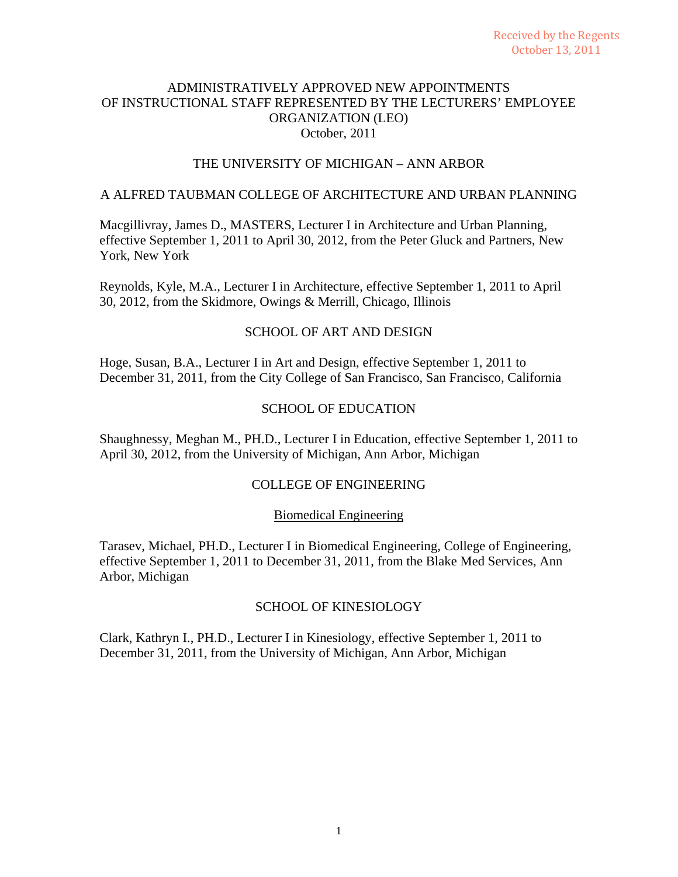Received by the Regents
October 13, 2011

# ADMINISTRATIVELY APPROVED NEW APPOINTMENTS OF INSTRUCTIONAL STAFF REPRESENTED BY THE LECTURERS' EMPLOYEE ORGANIZATION (LEO)

October, 2011

## THE UNIVERSITY OF MICHIGAN – ANN ARBOR

### A ALFRED TAUBMAN COLLEGE OF ARCHITECTURE AND URBAN PLANNING

Macgillivray, James D., MASTERS, Lecturer I in Architecture and Urban Planning, effective September 1, 2011 to April 30, 2012, from the Peter Gluck and Partners, New York, New York

Reynolds, Kyle, M.A., Lecturer I in Architecture, effective September 1, 2011 to April 30, 2012, from the Skidmore, Owings & Merrill, Chicago, Illinois

### SCHOOL OF ART AND DESIGN

Hoge, Susan, B.A., Lecturer I in Art and Design, effective September 1, 2011 to December 31, 2011, from the City College of San Francisco, San Francisco, California

### SCHOOL OF EDUCATION

Shaughnessy, Meghan M., PH.D., Lecturer I in Education, effective September 1, 2011 to April 30, 2012, from the University of Michigan, Ann Arbor, Michigan

### COLLEGE OF ENGINEERING

#### Biomedical Engineering

Tarasev, Michael, PH.D., Lecturer I in Biomedical Engineering, College of Engineering, effective September 1, 2011 to December 31, 2011, from the Blake Med Services, Ann Arbor, Michigan

### SCHOOL OF KINESIOLOGY

Clark, Kathryn I., PH.D., Lecturer I in Kinesiology, effective September 1, 2011 to December 31, 2011, from the University of Michigan, Ann Arbor, Michigan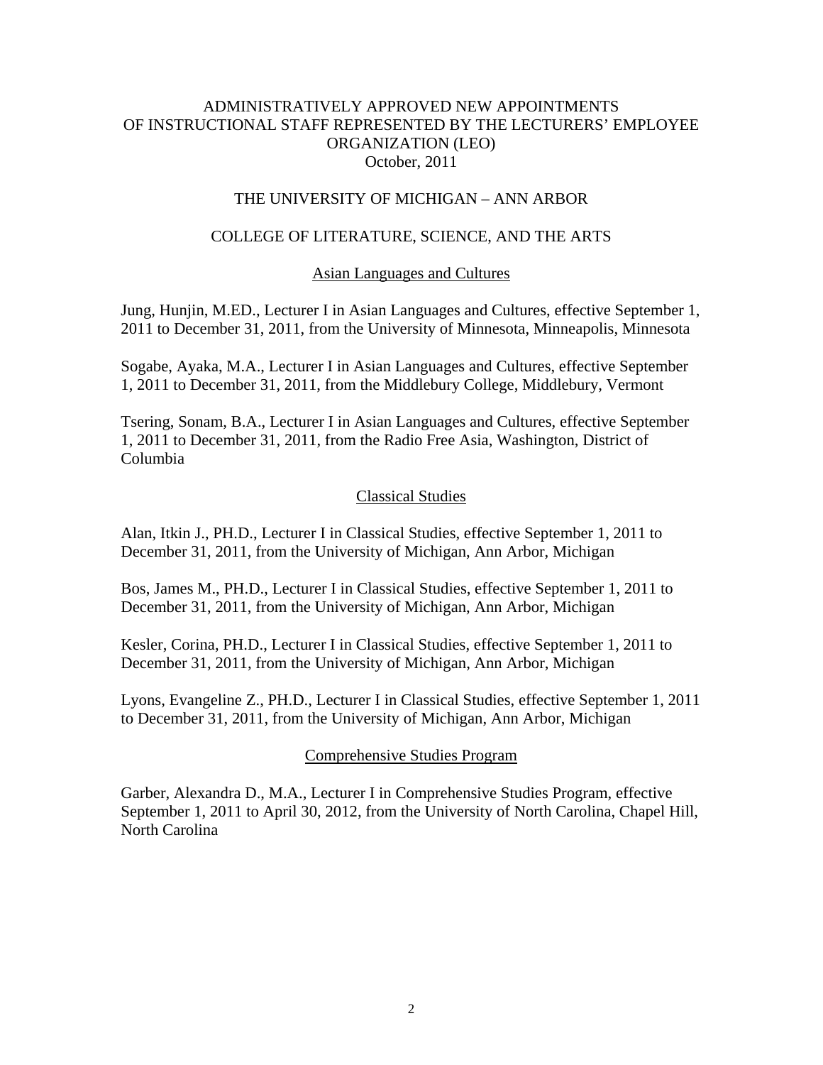# ADMINISTRATIVELY APPROVED NEW APPOINTMENTS OF INSTRUCTIONAL STAFF REPRESENTED BY THE LECTURERS' EMPLOYEE ORGANIZATION (LEO)

October, 2011

## THE UNIVERSITY OF MICHIGAN – ANN ARBOR

## COLLEGE OF LITERATURE, SCIENCE, AND THE ARTS

### Asian Languages and Cultures

Jung, Hunjin, M.ED., Lecturer I in Asian Languages and Cultures, effective September 1, 2011 to December 31, 2011, from the University of Minnesota, Minneapolis, Minnesota

Sogabe, Ayaka, M.A., Lecturer I in Asian Languages and Cultures, effective September 1, 2011 to December 31, 2011, from the Middlebury College, Middlebury, Vermont

Tsering, Sonam, B.A., Lecturer I in Asian Languages and Cultures, effective September 1, 2011 to December 31, 2011, from the Radio Free Asia, Washington, District of Columbia

### Classical Studies

Alan, Itkin J., PH.D., Lecturer I in Classical Studies, effective September 1, 2011 to December 31, 2011, from the University of Michigan, Ann Arbor, Michigan

Bos, James M., PH.D., Lecturer I in Classical Studies, effective September 1, 2011 to December 31, 2011, from the University of Michigan, Ann Arbor, Michigan

Kesler, Corina, PH.D., Lecturer I in Classical Studies, effective September 1, 2011 to December 31, 2011, from the University of Michigan, Ann Arbor, Michigan

Lyons, Evangeline Z., PH.D., Lecturer I in Classical Studies, effective September 1, 2011 to December 31, 2011, from the University of Michigan, Ann Arbor, Michigan

### Comprehensive Studies Program

Garber, Alexandra D., M.A., Lecturer I in Comprehensive Studies Program, effective September 1, 2011 to April 30, 2012, from the University of North Carolina, Chapel Hill, North Carolina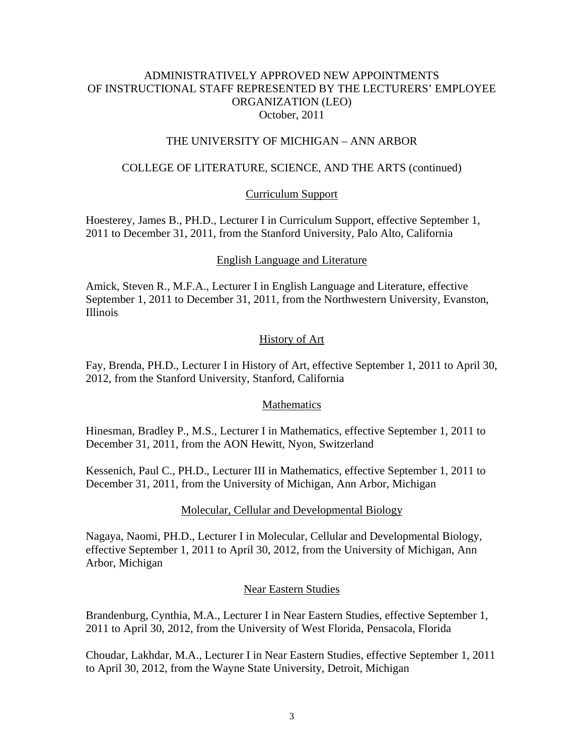# ADMINISTRATIVELY APPROVED NEW APPOINTMENTS OF INSTRUCTIONAL STAFF REPRESENTED BY THE LECTURERS' EMPLOYEE ORGANIZATION (LEO)

October, 2011

## THE UNIVERSITY OF MICHIGAN – ANN ARBOR

## COLLEGE OF LITERATURE, SCIENCE, AND THE ARTS (continued)

### Curriculum Support

Hoesterey, James B., PH.D., Lecturer I in Curriculum Support, effective September 1, 2011 to December 31, 2011, from the Stanford University, Palo Alto, California

### English Language and Literature

Amick, Steven R., M.F.A., Lecturer I in English Language and Literature, effective September 1, 2011 to December 31, 2011, from the Northwestern University, Evanston, Illinois

### History of Art

Fay, Brenda, PH.D., Lecturer I in History of Art, effective September 1, 2011 to April 30, 2012, from the Stanford University, Stanford, California

### Mathematics

Hinesman, Bradley P., M.S., Lecturer I in Mathematics, effective September 1, 2011 to December 31, 2011, from the AON Hewitt, Nyon, Switzerland

Kessenich, Paul C., PH.D., Lecturer III in Mathematics, effective September 1, 2011 to December 31, 2011, from the University of Michigan, Ann Arbor, Michigan

### Molecular, Cellular and Developmental Biology

Nagaya, Naomi, PH.D., Lecturer I in Molecular, Cellular and Developmental Biology, effective September 1, 2011 to April 30, 2012, from the University of Michigan, Ann Arbor, Michigan

### Near Eastern Studies

Brandenburg, Cynthia, M.A., Lecturer I in Near Eastern Studies, effective September 1, 2011 to April 30, 2012, from the University of West Florida, Pensacola, Florida

Choudar, Lakhdar, M.A., Lecturer I in Near Eastern Studies, effective September 1, 2011 to April 30, 2012, from the Wayne State University, Detroit, Michigan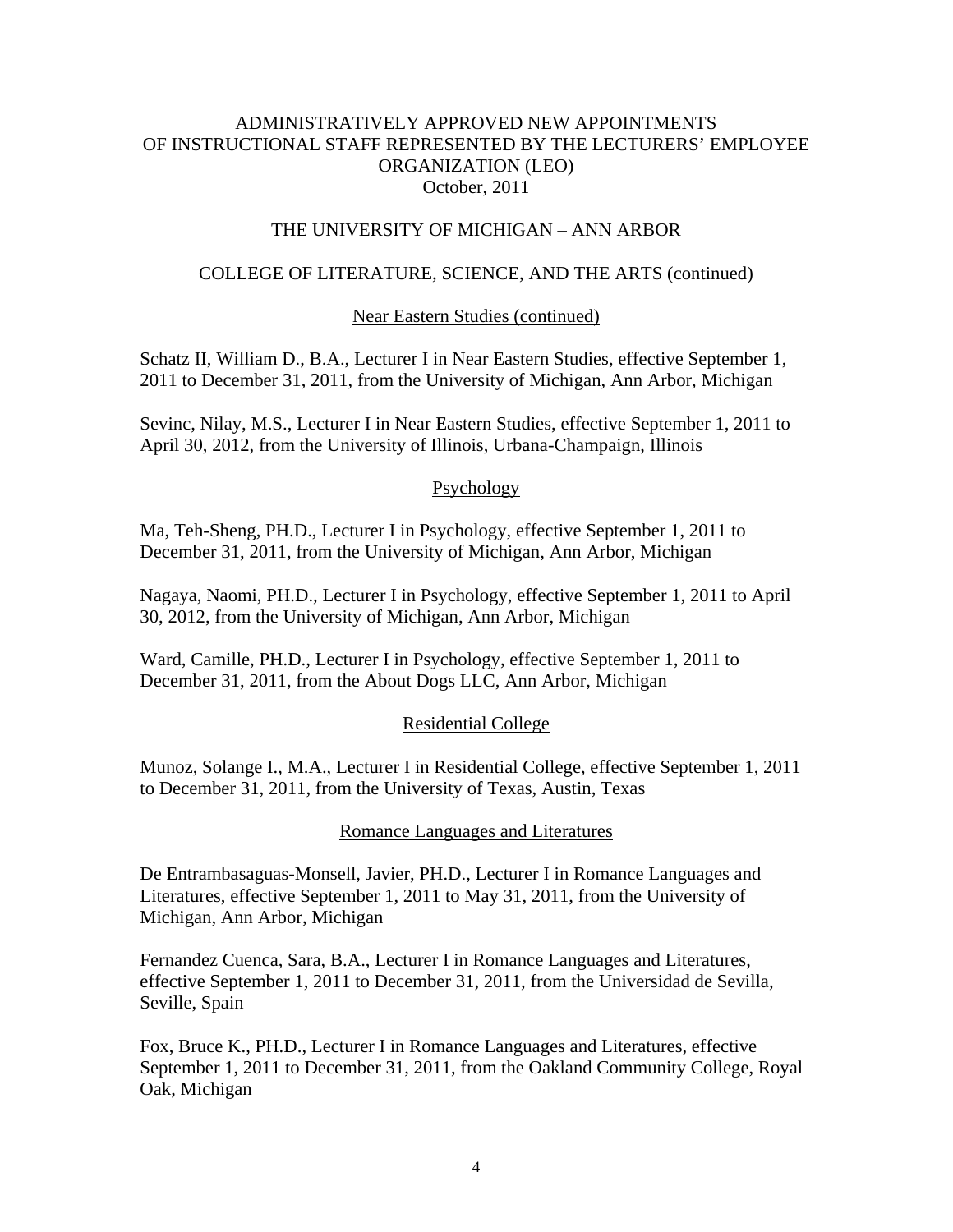# ADMINISTRATIVELY APPROVED NEW APPOINTMENTS OF INSTRUCTIONAL STAFF REPRESENTED BY THE LECTURERS' EMPLOYEE ORGANIZATION (LEO)

October, 2011

## THE UNIVERSITY OF MICHIGAN – ANN ARBOR

### COLLEGE OF LITERATURE, SCIENCE, AND THE ARTS (continued)

#### Near Eastern Studies (continued)

Schatz II, William D., B.A., Lecturer I in Near Eastern Studies, effective September 1, 2011 to December 31, 2011, from the University of Michigan, Ann Arbor, Michigan

Sevinc, Nilay, M.S., Lecturer I in Near Eastern Studies, effective September 1, 2011 to April 30, 2012, from the University of Illinois, Urbana-Champaign, Illinois

#### Psychology

Ma, Teh-Sheng, PH.D., Lecturer I in Psychology, effective September 1, 2011 to December 31, 2011, from the University of Michigan, Ann Arbor, Michigan

Nagaya, Naomi, PH.D., Lecturer I in Psychology, effective September 1, 2011 to April 30, 2012, from the University of Michigan, Ann Arbor, Michigan

Ward, Camille, PH.D., Lecturer I in Psychology, effective September 1, 2011 to December 31, 2011, from the About Dogs LLC, Ann Arbor, Michigan

#### Residential College

Munoz, Solange I., M.A., Lecturer I in Residential College, effective September 1, 2011 to December 31, 2011, from the University of Texas, Austin, Texas

#### Romance Languages and Literatures

De Entrambasaguas-Monsell, Javier, PH.D., Lecturer I in Romance Languages and Literatures, effective September 1, 2011 to May 31, 2011, from the University of Michigan, Ann Arbor, Michigan

Fernandez Cuenca, Sara, B.A., Lecturer I in Romance Languages and Literatures, effective September 1, 2011 to December 31, 2011, from the Universidad de Sevilla, Seville, Spain

Fox, Bruce K., PH.D., Lecturer I in Romance Languages and Literatures, effective September 1, 2011 to December 31, 2011, from the Oakland Community College, Royal Oak, Michigan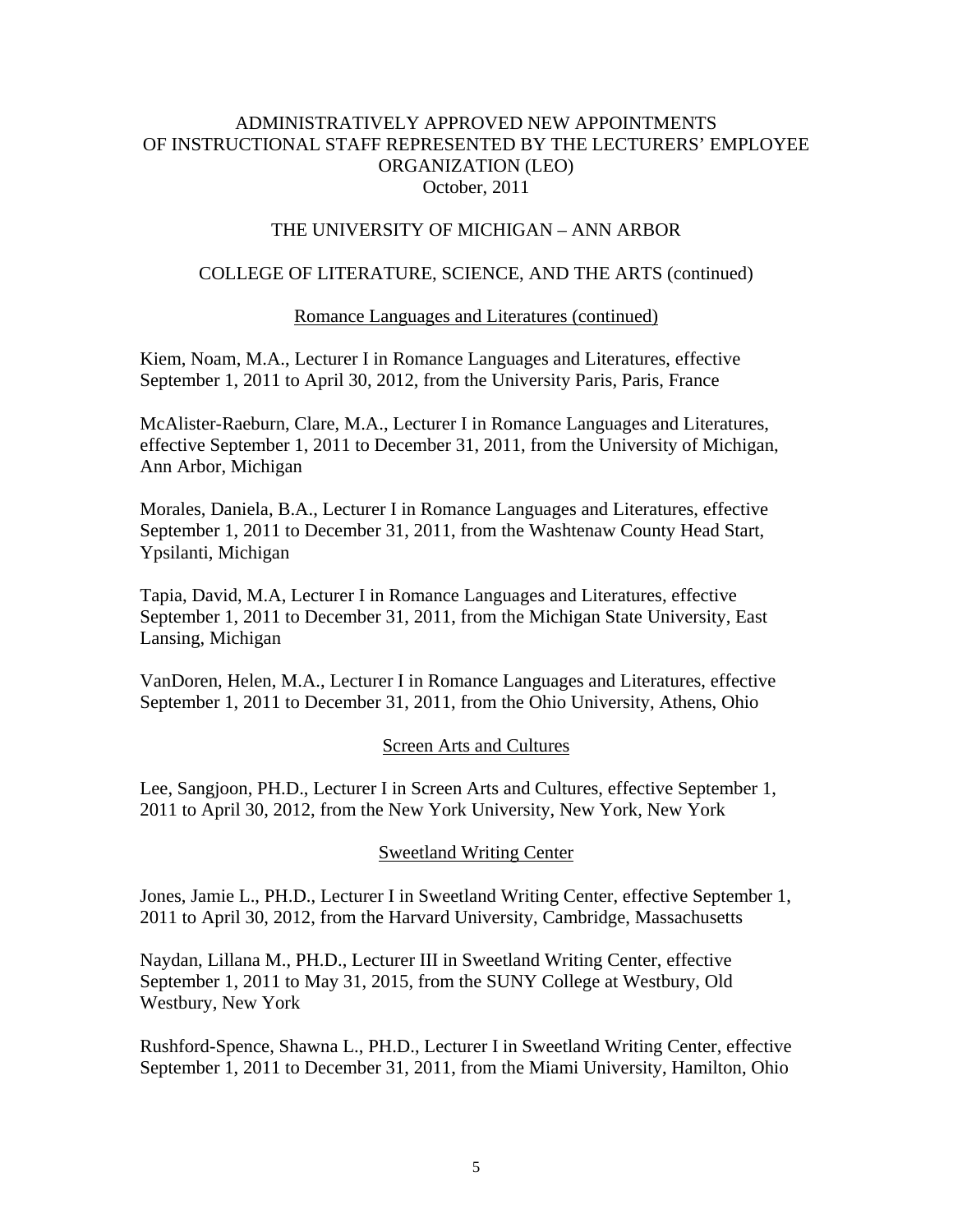ADMINISTRATIVELY APPROVED NEW APPOINTMENTS
OF INSTRUCTIONAL STAFF REPRESENTED BY THE LECTURERS' EMPLOYEE ORGANIZATION (LEO)
October, 2011

THE UNIVERSITY OF MICHIGAN – ANN ARBOR

COLLEGE OF LITERATURE, SCIENCE, AND THE ARTS (continued)

Romance Languages and Literatures (continued)

Kiem, Noam, M.A., Lecturer I in Romance Languages and Literatures, effective September 1, 2011 to April 30, 2012, from the University Paris, Paris, France

McAlister-Raeburn, Clare, M.A., Lecturer I in Romance Languages and Literatures, effective September 1, 2011 to December 31, 2011, from the University of Michigan, Ann Arbor, Michigan

Morales, Daniela, B.A., Lecturer I in Romance Languages and Literatures, effective September 1, 2011 to December 31, 2011, from the Washtenaw County Head Start, Ypsilanti, Michigan

Tapia, David, M.A, Lecturer I in Romance Languages and Literatures, effective September 1, 2011 to December 31, 2011, from the Michigan State University, East Lansing, Michigan

VanDoren, Helen, M.A., Lecturer I in Romance Languages and Literatures, effective September 1, 2011 to December 31, 2011, from the Ohio University, Athens, Ohio

Screen Arts and Cultures

Lee, Sangjoon, PH.D., Lecturer I in Screen Arts and Cultures, effective September 1, 2011 to April 30, 2012, from the New York University, New York, New York

Sweetland Writing Center

Jones, Jamie L., PH.D., Lecturer I in Sweetland Writing Center, effective September 1, 2011 to April 30, 2012, from the Harvard University, Cambridge, Massachusetts

Naydan, Lillana M., PH.D., Lecturer III in Sweetland Writing Center, effective September 1, 2011 to May 31, 2015, from the SUNY College at Westbury, Old Westbury, New York

Rushford-Spence, Shawna L., PH.D., Lecturer I in Sweetland Writing Center, effective September 1, 2011 to December 31, 2011, from the Miami University, Hamilton, Ohio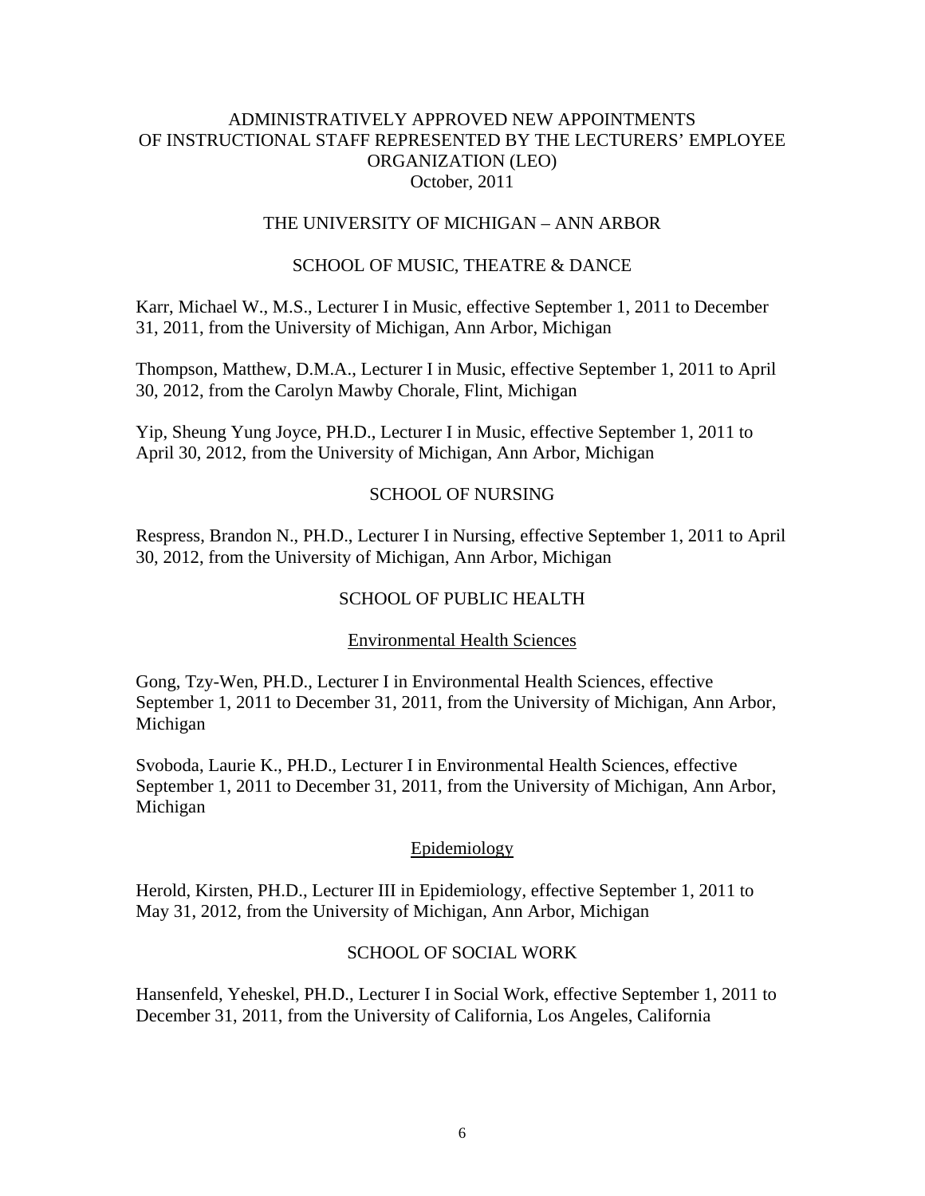ADMINISTRATIVELY APPROVED NEW APPOINTMENTS
OF INSTRUCTIONAL STAFF REPRESENTED BY THE LECTURERS' EMPLOYEE ORGANIZATION (LEO)
October, 2011

## THE UNIVERSITY OF MICHIGAN – ANN ARBOR

### SCHOOL OF MUSIC, THEATRE & DANCE

Karr, Michael W., M.S., Lecturer I in Music, effective September 1, 2011 to December 31, 2011, from the University of Michigan, Ann Arbor, Michigan

Thompson, Matthew, D.M.A., Lecturer I in Music, effective September 1, 2011 to April 30, 2012, from the Carolyn Mawby Chorale, Flint, Michigan

Yip, Sheung Yung Joyce, PH.D., Lecturer I in Music, effective September 1, 2011 to April 30, 2012, from the University of Michigan, Ann Arbor, Michigan

### SCHOOL OF NURSING

Respress, Brandon N., PH.D., Lecturer I in Nursing, effective September 1, 2011 to April 30, 2012, from the University of Michigan, Ann Arbor, Michigan

### SCHOOL OF PUBLIC HEALTH

#### Environmental Health Sciences

Gong, Tzy-Wen, PH.D., Lecturer I in Environmental Health Sciences, effective September 1, 2011 to December 31, 2011, from the University of Michigan, Ann Arbor, Michigan

Svoboda, Laurie K., PH.D., Lecturer I in Environmental Health Sciences, effective September 1, 2011 to December 31, 2011, from the University of Michigan, Ann Arbor, Michigan

#### Epidemiology

Herold, Kirsten, PH.D., Lecturer III in Epidemiology, effective September 1, 2011 to May 31, 2012, from the University of Michigan, Ann Arbor, Michigan

### SCHOOL OF SOCIAL WORK

Hansenfeld, Yeheskel, PH.D., Lecturer I in Social Work, effective September 1, 2011 to December 31, 2011, from the University of California, Los Angeles, California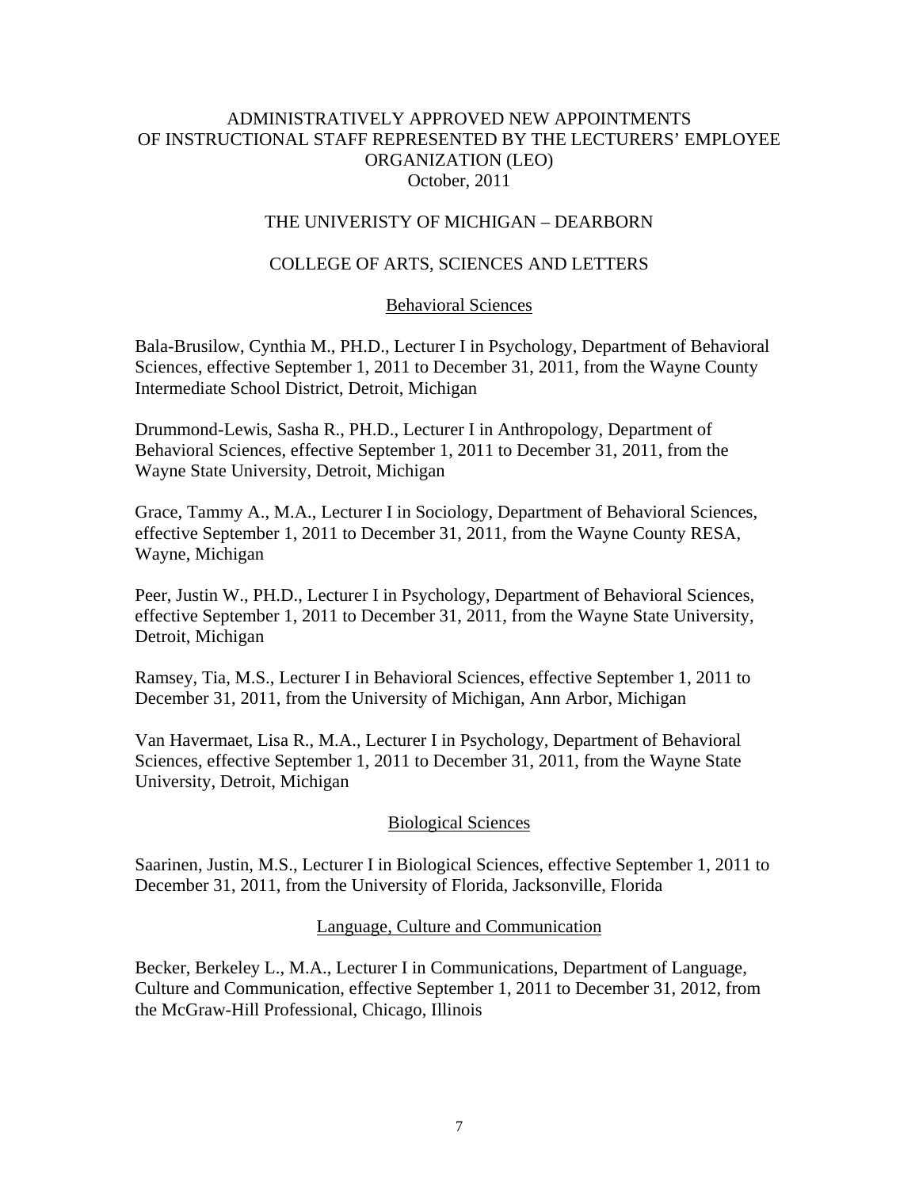# ADMINISTRATIVELY APPROVED NEW APPOINTMENTS OF INSTRUCTIONAL STAFF REPRESENTED BY THE LECTURERS' EMPLOYEE ORGANIZATION (LEO)

October, 2011

## THE UNIVERISTY OF MICHIGAN – DEARBORN

### COLLEGE OF ARTS, SCIENCES AND LETTERS

#### Behavioral Sciences

Bala-Brusilow, Cynthia M., PH.D., Lecturer I in Psychology, Department of Behavioral Sciences, effective September 1, 2011 to December 31, 2011, from the Wayne County Intermediate School District, Detroit, Michigan

Drummond-Lewis, Sasha R., PH.D., Lecturer I in Anthropology, Department of Behavioral Sciences, effective September 1, 2011 to December 31, 2011, from the Wayne State University, Detroit, Michigan

Grace, Tammy A., M.A., Lecturer I in Sociology, Department of Behavioral Sciences, effective September 1, 2011 to December 31, 2011, from the Wayne County RESA, Wayne, Michigan

Peer, Justin W., PH.D., Lecturer I in Psychology, Department of Behavioral Sciences, effective September 1, 2011 to December 31, 2011, from the Wayne State University, Detroit, Michigan

Ramsey, Tia, M.S., Lecturer I in Behavioral Sciences, effective September 1, 2011 to December 31, 2011, from the University of Michigan, Ann Arbor, Michigan

Van Havermaet, Lisa R., M.A., Lecturer I in Psychology, Department of Behavioral Sciences, effective September 1, 2011 to December 31, 2011, from the Wayne State University, Detroit, Michigan

#### Biological Sciences

Saarinen, Justin, M.S., Lecturer I in Biological Sciences, effective September 1, 2011 to December 31, 2011, from the University of Florida, Jacksonville, Florida

#### Language, Culture and Communication

Becker, Berkeley L., M.A., Lecturer I in Communications, Department of Language, Culture and Communication, effective September 1, 2011 to December 31, 2012, from the McGraw-Hill Professional, Chicago, Illinois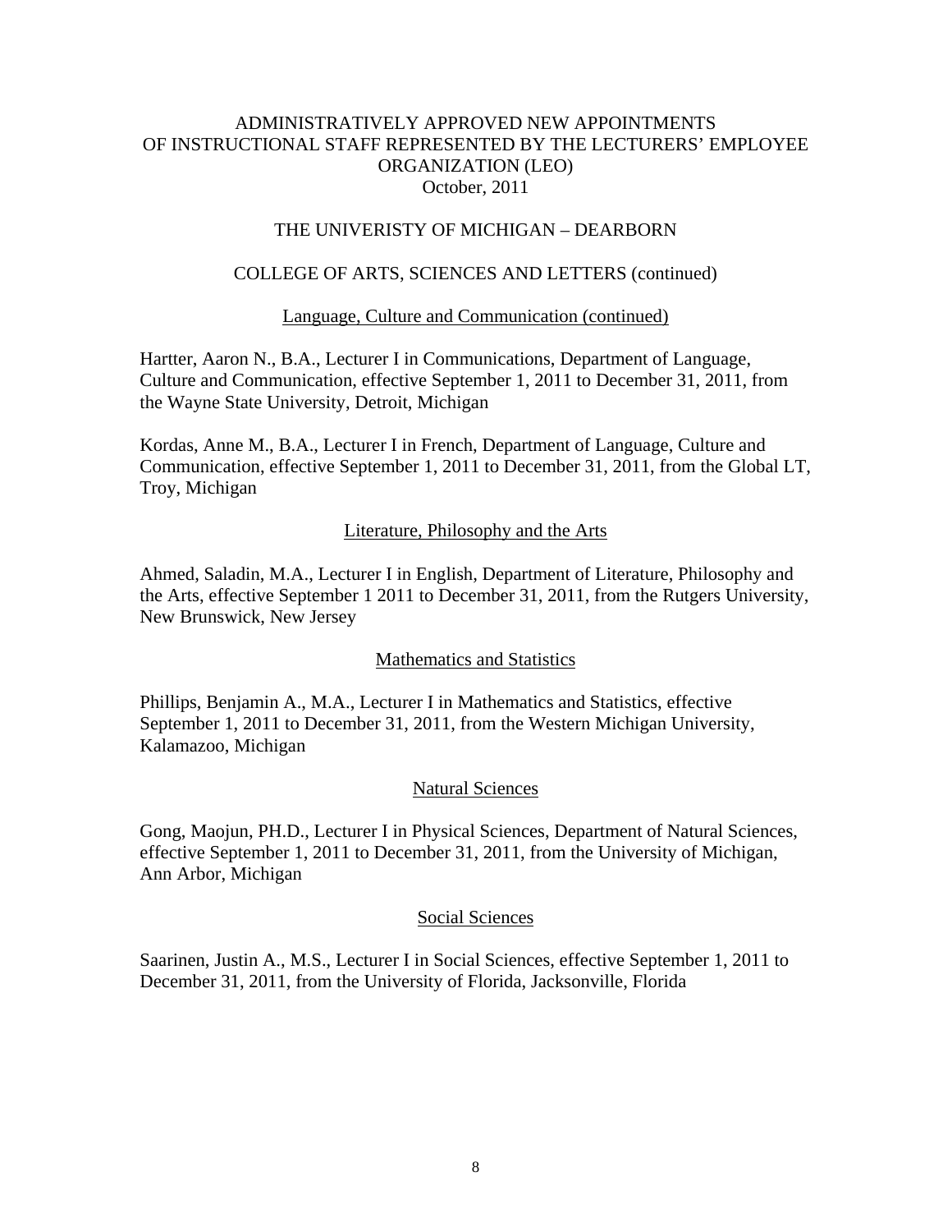# ADMINISTRATIVELY APPROVED NEW APPOINTMENTS OF INSTRUCTIONAL STAFF REPRESENTED BY THE LECTURERS' EMPLOYEE ORGANIZATION (LEO)

October, 2011

## THE UNIVERISTY OF MICHIGAN – DEARBORN

### COLLEGE OF ARTS, SCIENCES AND LETTERS (continued)

#### Language, Culture and Communication (continued)

Hartter, Aaron N., B.A., Lecturer I in Communications, Department of Language, Culture and Communication, effective September 1, 2011 to December 31, 2011, from the Wayne State University, Detroit, Michigan

Kordas, Anne M., B.A., Lecturer I in French, Department of Language, Culture and Communication, effective September 1, 2011 to December 31, 2011, from the Global LT, Troy, Michigan

#### Literature, Philosophy and the Arts

Ahmed, Saladin, M.A., Lecturer I in English, Department of Literature, Philosophy and the Arts, effective September 1 2011 to December 31, 2011, from the Rutgers University, New Brunswick, New Jersey

#### Mathematics and Statistics

Phillips, Benjamin A., M.A., Lecturer I in Mathematics and Statistics, effective September 1, 2011 to December 31, 2011, from the Western Michigan University, Kalamazoo, Michigan

#### Natural Sciences

Gong, Maojun, PH.D., Lecturer I in Physical Sciences, Department of Natural Sciences, effective September 1, 2011 to December 31, 2011, from the University of Michigan, Ann Arbor, Michigan

#### Social Sciences

Saarinen, Justin A., M.S., Lecturer I in Social Sciences, effective September 1, 2011 to December 31, 2011, from the University of Florida, Jacksonville, Florida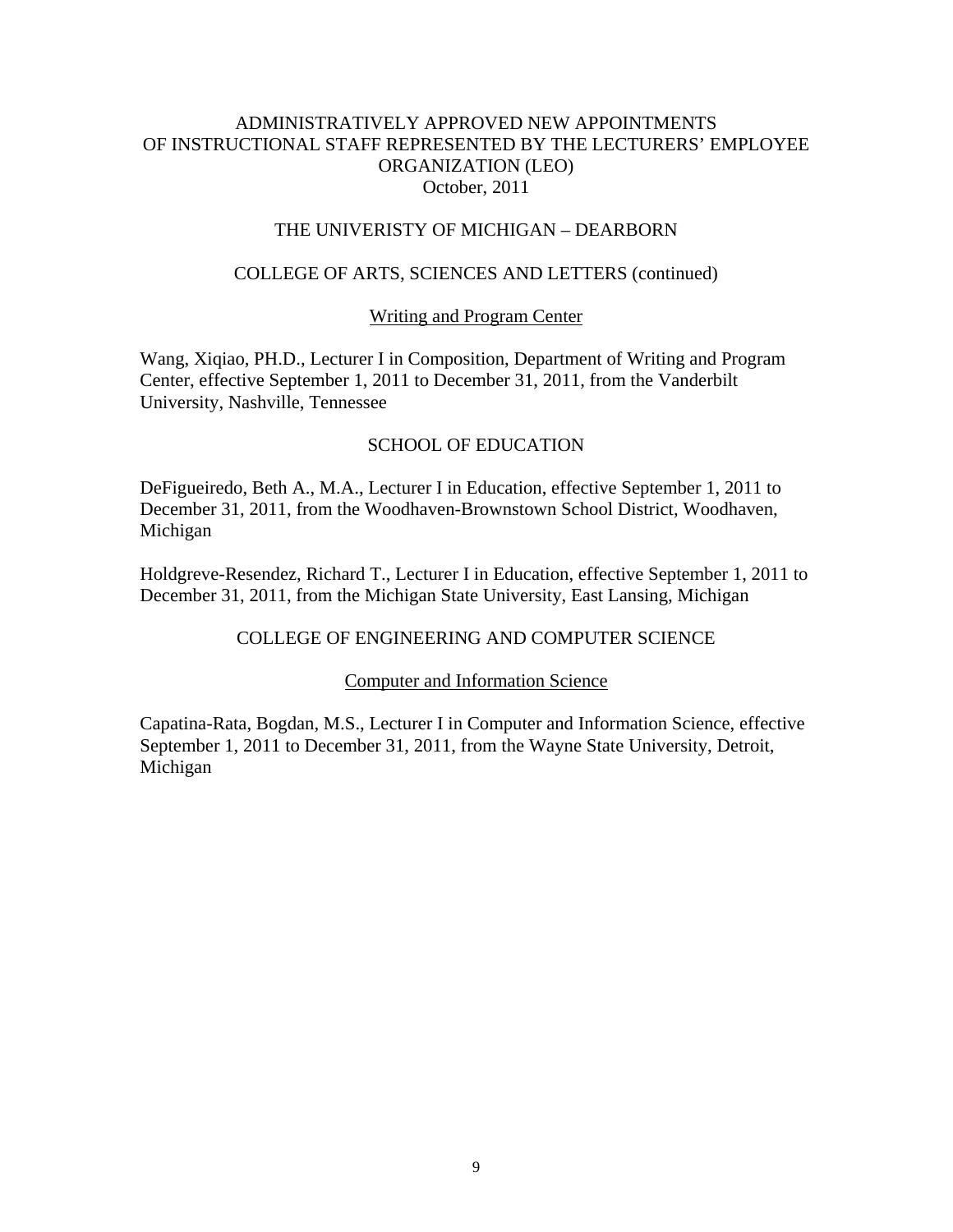ADMINISTRATIVELY APPROVED NEW APPOINTMENTS
OF INSTRUCTIONAL STAFF REPRESENTED BY THE LECTURERS' EMPLOYEE ORGANIZATION (LEO)
October, 2011

## THE UNIVERISTY OF MICHIGAN – DEARBORN

### COLLEGE OF ARTS, SCIENCES AND LETTERS (continued)

<u>Writing and Program Center</u>

Wang, Xiqiao, PH.D., Lecturer I in Composition, Department of Writing and Program Center, effective September 1, 2011 to December 31, 2011, from the Vanderbilt University, Nashville, Tennessee

### SCHOOL OF EDUCATION

DeFigueiredo, Beth A., M.A., Lecturer I in Education, effective September 1, 2011 to December 31, 2011, from the Woodhaven-Brownstown School District, Woodhaven, Michigan

Holdgreve-Resendez, Richard T., Lecturer I in Education, effective September 1, 2011 to December 31, 2011, from the Michigan State University, East Lansing, Michigan

### COLLEGE OF ENGINEERING AND COMPUTER SCIENCE

<u>Computer and Information Science</u>

Capatina-Rata, Bogdan, M.S., Lecturer I in Computer and Information Science, effective September 1, 2011 to December 31, 2011, from the Wayne State University, Detroit, Michigan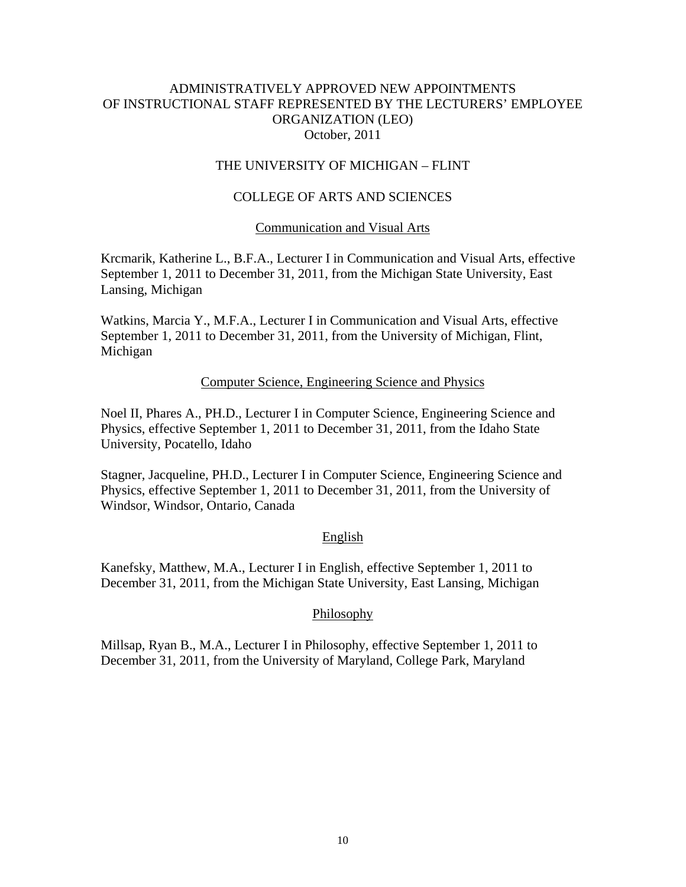# ADMINISTRATIVELY APPROVED NEW APPOINTMENTS OF INSTRUCTIONAL STAFF REPRESENTED BY THE LECTURERS' EMPLOYEE ORGANIZATION (LEO)

October, 2011

## THE UNIVERSITY OF MICHIGAN – FLINT

### COLLEGE OF ARTS AND SCIENCES

#### Communication and Visual Arts

Krcmarik, Katherine L., B.F.A., Lecturer I in Communication and Visual Arts, effective September 1, 2011 to December 31, 2011, from the Michigan State University, East Lansing, Michigan

Watkins, Marcia Y., M.F.A., Lecturer I in Communication and Visual Arts, effective September 1, 2011 to December 31, 2011, from the University of Michigan, Flint, Michigan

#### Computer Science, Engineering Science and Physics

Noel II, Phares A., PH.D., Lecturer I in Computer Science, Engineering Science and Physics, effective September 1, 2011 to December 31, 2011, from the Idaho State University, Pocatello, Idaho

Stagner, Jacqueline, PH.D., Lecturer I in Computer Science, Engineering Science and Physics, effective September 1, 2011 to December 31, 2011, from the University of Windsor, Windsor, Ontario, Canada

#### English

Kanefsky, Matthew, M.A., Lecturer I in English, effective September 1, 2011 to December 31, 2011, from the Michigan State University, East Lansing, Michigan

#### Philosophy

Millsap, Ryan B., M.A., Lecturer I in Philosophy, effective September 1, 2011 to December 31, 2011, from the University of Maryland, College Park, Maryland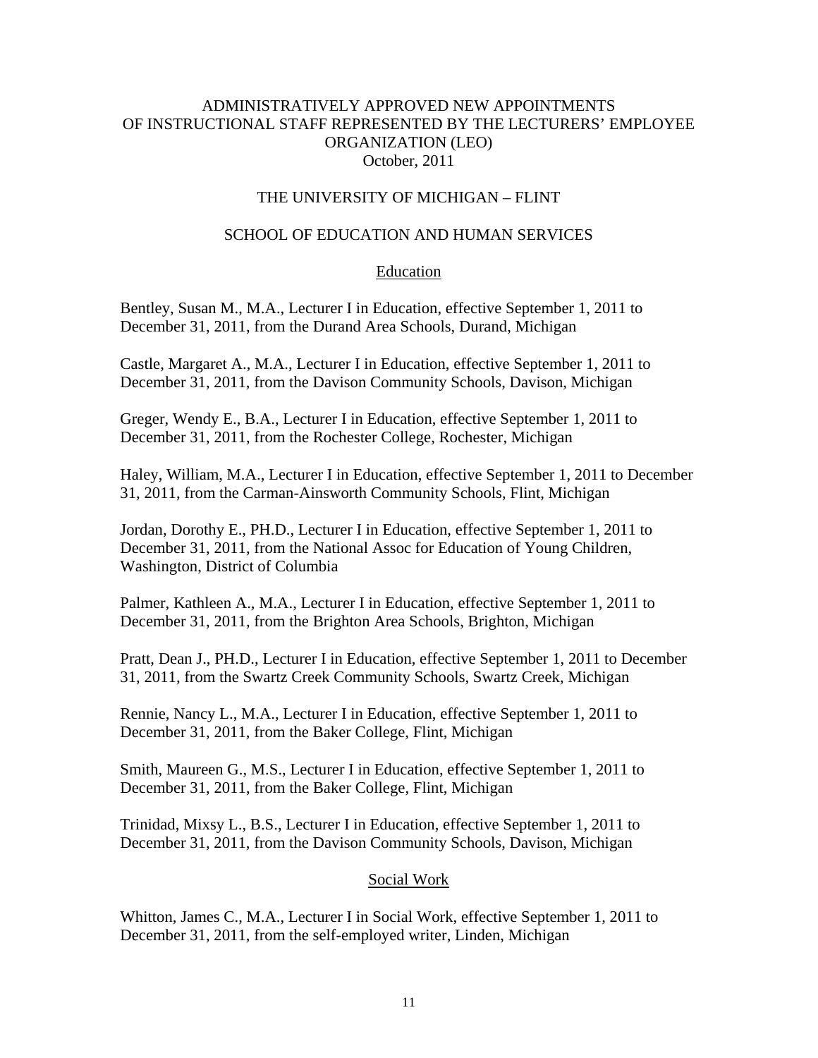# ADMINISTRATIVELY APPROVED NEW APPOINTMENTS OF INSTRUCTIONAL STAFF REPRESENTED BY THE LECTURERS' EMPLOYEE ORGANIZATION (LEO)

October, 2011

## THE UNIVERSITY OF MICHIGAN – FLINT

### SCHOOL OF EDUCATION AND HUMAN SERVICES

#### Education

Bentley, Susan M., M.A., Lecturer I in Education, effective September 1, 2011 to December 31, 2011, from the Durand Area Schools, Durand, Michigan

Castle, Margaret A., M.A., Lecturer I in Education, effective September 1, 2011 to December 31, 2011, from the Davison Community Schools, Davison, Michigan

Greger, Wendy E., B.A., Lecturer I in Education, effective September 1, 2011 to December 31, 2011, from the Rochester College, Rochester, Michigan

Haley, William, M.A., Lecturer I in Education, effective September 1, 2011 to December 31, 2011, from the Carman-Ainsworth Community Schools, Flint, Michigan

Jordan, Dorothy E., PH.D., Lecturer I in Education, effective September 1, 2011 to December 31, 2011, from the National Assoc for Education of Young Children, Washington, District of Columbia

Palmer, Kathleen A., M.A., Lecturer I in Education, effective September 1, 2011 to December 31, 2011, from the Brighton Area Schools, Brighton, Michigan

Pratt, Dean J., PH.D., Lecturer I in Education, effective September 1, 2011 to December 31, 2011, from the Swartz Creek Community Schools, Swartz Creek, Michigan

Rennie, Nancy L., M.A., Lecturer I in Education, effective September 1, 2011 to December 31, 2011, from the Baker College, Flint, Michigan

Smith, Maureen G., M.S., Lecturer I in Education, effective September 1, 2011 to December 31, 2011, from the Baker College, Flint, Michigan

Trinidad, Mixsy L., B.S., Lecturer I in Education, effective September 1, 2011 to December 31, 2011, from the Davison Community Schools, Davison, Michigan

#### Social Work

Whitton, James C., M.A., Lecturer I in Social Work, effective September 1, 2011 to December 31, 2011, from the self-employed writer, Linden, Michigan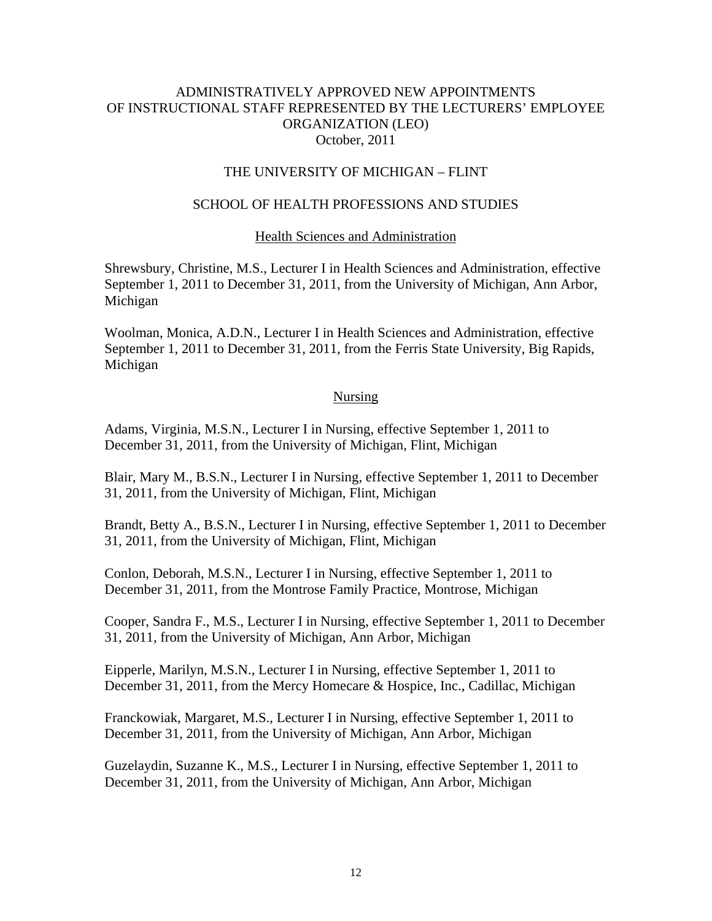# ADMINISTRATIVELY APPROVED NEW APPOINTMENTS OF INSTRUCTIONAL STAFF REPRESENTED BY THE LECTURERS' EMPLOYEE ORGANIZATION (LEO)

October, 2011

## THE UNIVERSITY OF MICHIGAN – FLINT

### SCHOOL OF HEALTH PROFESSIONS AND STUDIES

#### Health Sciences and Administration

Shrewsbury, Christine, M.S., Lecturer I in Health Sciences and Administration, effective September 1, 2011 to December 31, 2011, from the University of Michigan, Ann Arbor, Michigan

Woolman, Monica, A.D.N., Lecturer I in Health Sciences and Administration, effective September 1, 2011 to December 31, 2011, from the Ferris State University, Big Rapids, Michigan

#### Nursing

Adams, Virginia, M.S.N., Lecturer I in Nursing, effective September 1, 2011 to December 31, 2011, from the University of Michigan, Flint, Michigan

Blair, Mary M., B.S.N., Lecturer I in Nursing, effective September 1, 2011 to December 31, 2011, from the University of Michigan, Flint, Michigan

Brandt, Betty A., B.S.N., Lecturer I in Nursing, effective September 1, 2011 to December 31, 2011, from the University of Michigan, Flint, Michigan

Conlon, Deborah, M.S.N., Lecturer I in Nursing, effective September 1, 2011 to December 31, 2011, from the Montrose Family Practice, Montrose, Michigan

Cooper, Sandra F., M.S., Lecturer I in Nursing, effective September 1, 2011 to December 31, 2011, from the University of Michigan, Ann Arbor, Michigan

Eipperle, Marilyn, M.S.N., Lecturer I in Nursing, effective September 1, 2011 to December 31, 2011, from the Mercy Homecare & Hospice, Inc., Cadillac, Michigan

Franckowiak, Margaret, M.S., Lecturer I in Nursing, effective September 1, 2011 to December 31, 2011, from the University of Michigan, Ann Arbor, Michigan

Guzelaydin, Suzanne K., M.S., Lecturer I in Nursing, effective September 1, 2011 to December 31, 2011, from the University of Michigan, Ann Arbor, Michigan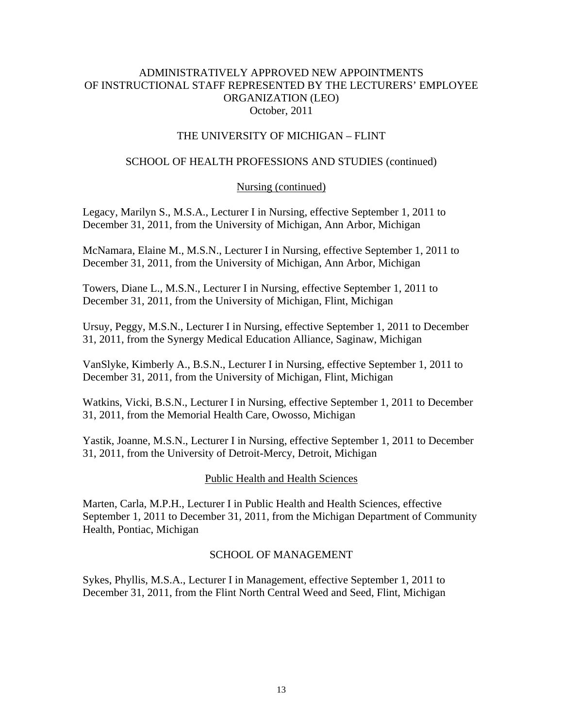# ADMINISTRATIVELY APPROVED NEW APPOINTMENTS OF INSTRUCTIONAL STAFF REPRESENTED BY THE LECTURERS' EMPLOYEE ORGANIZATION (LEO)

October, 2011

## THE UNIVERSITY OF MICHIGAN – FLINT

### SCHOOL OF HEALTH PROFESSIONS AND STUDIES (continued)

#### Nursing (continued)

Legacy, Marilyn S., M.S.A., Lecturer I in Nursing, effective September 1, 2011 to December 31, 2011, from the University of Michigan, Ann Arbor, Michigan

McNamara, Elaine M., M.S.N., Lecturer I in Nursing, effective September 1, 2011 to December 31, 2011, from the University of Michigan, Ann Arbor, Michigan

Towers, Diane L., M.S.N., Lecturer I in Nursing, effective September 1, 2011 to December 31, 2011, from the University of Michigan, Flint, Michigan

Ursuy, Peggy, M.S.N., Lecturer I in Nursing, effective September 1, 2011 to December 31, 2011, from the Synergy Medical Education Alliance, Saginaw, Michigan

VanSlyke, Kimberly A., B.S.N., Lecturer I in Nursing, effective September 1, 2011 to December 31, 2011, from the University of Michigan, Flint, Michigan

Watkins, Vicki, B.S.N., Lecturer I in Nursing, effective September 1, 2011 to December 31, 2011, from the Memorial Health Care, Owosso, Michigan

Yastik, Joanne, M.S.N., Lecturer I in Nursing, effective September 1, 2011 to December 31, 2011, from the University of Detroit-Mercy, Detroit, Michigan

#### Public Health and Health Sciences

Marten, Carla, M.P.H., Lecturer I in Public Health and Health Sciences, effective September 1, 2011 to December 31, 2011, from the Michigan Department of Community Health, Pontiac, Michigan

### SCHOOL OF MANAGEMENT

Sykes, Phyllis, M.S.A., Lecturer I in Management, effective September 1, 2011 to December 31, 2011, from the Flint North Central Weed and Seed, Flint, Michigan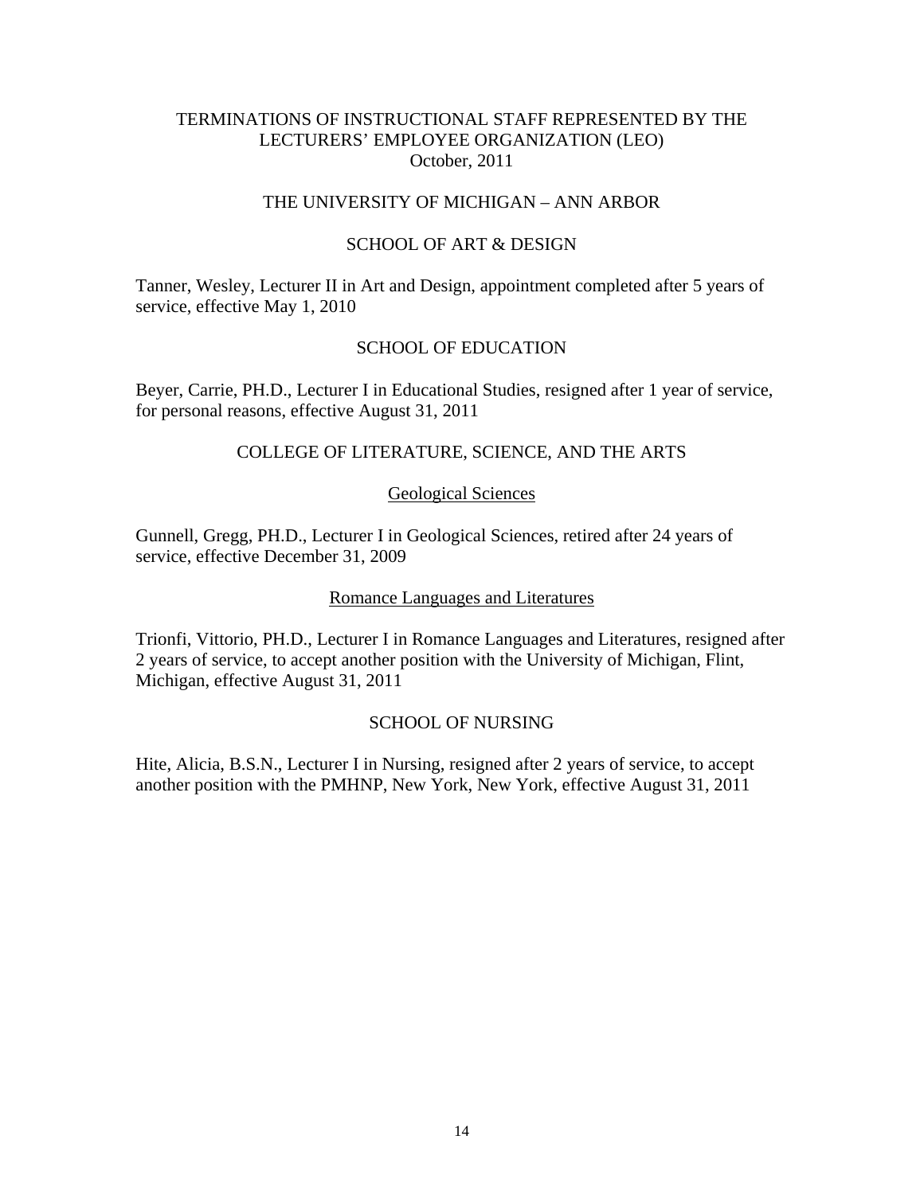# TERMINATIONS OF INSTRUCTIONAL STAFF REPRESENTED BY THE LECTURERS' EMPLOYEE ORGANIZATION (LEO)
October, 2011

## THE UNIVERSITY OF MICHIGAN – ANN ARBOR

### SCHOOL OF ART & DESIGN

Tanner, Wesley, Lecturer II in Art and Design, appointment completed after 5 years of service, effective May 1, 2010

### SCHOOL OF EDUCATION

Beyer, Carrie, PH.D., Lecturer I in Educational Studies, resigned after 1 year of service, for personal reasons, effective August 31, 2011

### COLLEGE OF LITERATURE, SCIENCE, AND THE ARTS

#### Geological Sciences

Gunnell, Gregg, PH.D., Lecturer I in Geological Sciences, retired after 24 years of service, effective December 31, 2009

#### Romance Languages and Literatures

Trionfi, Vittorio, PH.D., Lecturer I in Romance Languages and Literatures, resigned after 2 years of service, to accept another position with the University of Michigan, Flint, Michigan, effective August 31, 2011

### SCHOOL OF NURSING

Hite, Alicia, B.S.N., Lecturer I in Nursing, resigned after 2 years of service, to accept another position with the PMHNP, New York, New York, effective August 31, 2011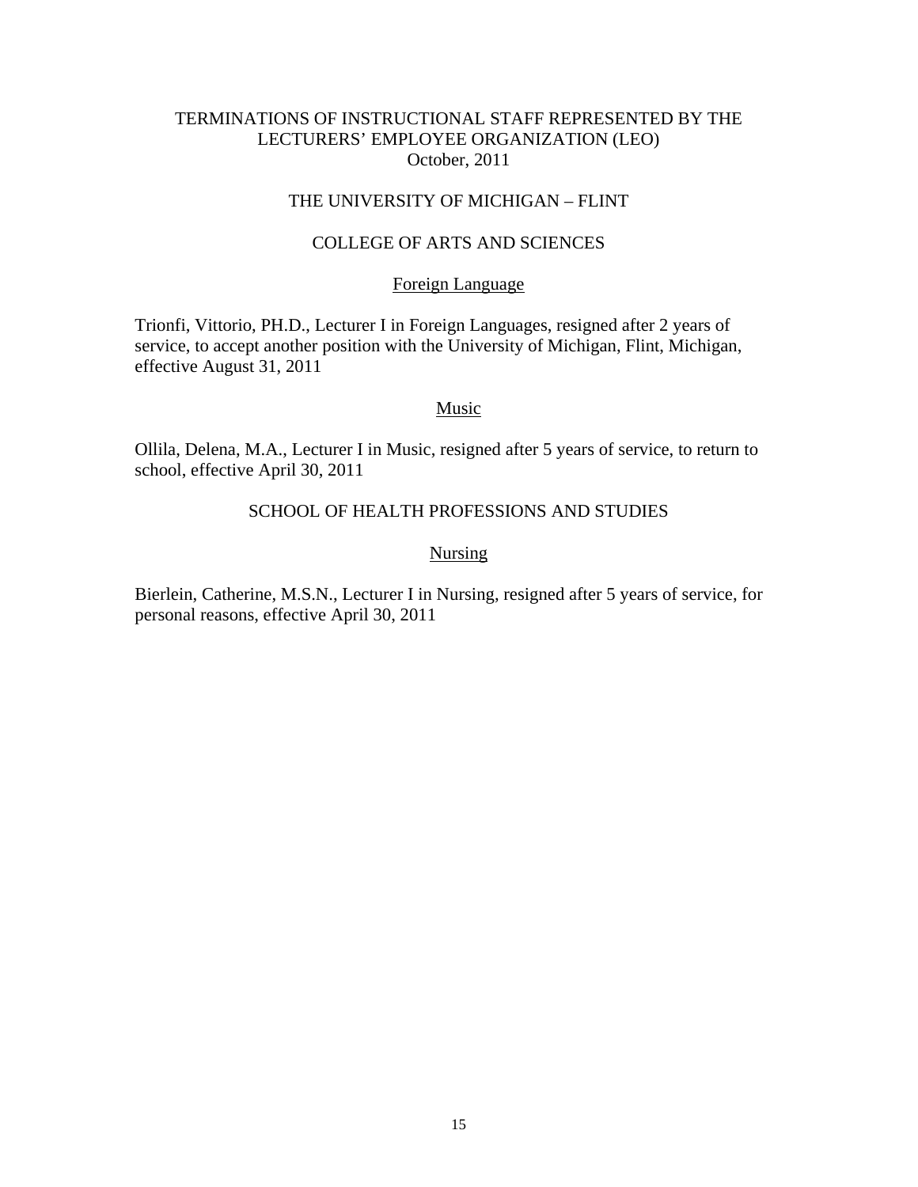# TERMINATIONS OF INSTRUCTIONAL STAFF REPRESENTED BY THE LECTURERS' EMPLOYEE ORGANIZATION (LEO)
October, 2011

## THE UNIVERSITY OF MICHIGAN – FLINT

### COLLEGE OF ARTS AND SCIENCES

#### Foreign Language

Trionfi, Vittorio, PH.D., Lecturer I in Foreign Languages, resigned after 2 years of service, to accept another position with the University of Michigan, Flint, Michigan, effective August 31, 2011

#### Music

Ollila, Delena, M.A., Lecturer I in Music, resigned after 5 years of service, to return to school, effective April 30, 2011

### SCHOOL OF HEALTH PROFESSIONS AND STUDIES

#### Nursing

Bierlein, Catherine, M.S.N., Lecturer I in Nursing, resigned after 5 years of service, for personal reasons, effective April 30, 2011